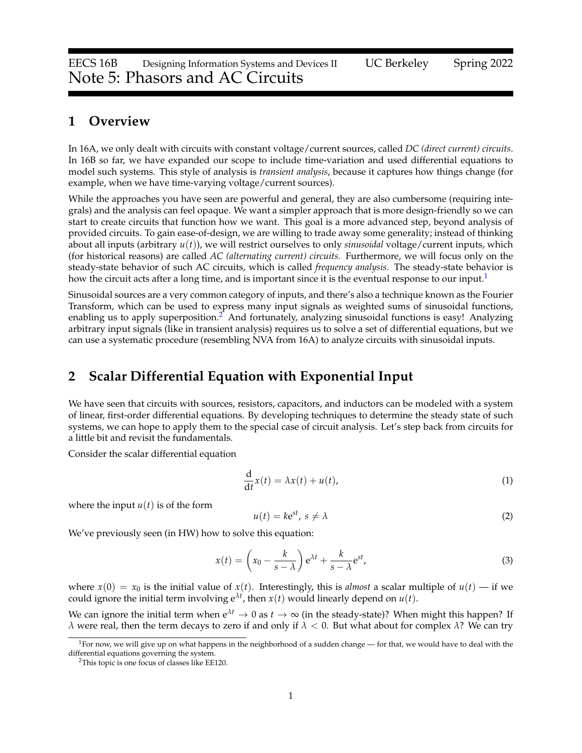EECS 16B Designing Information Systems and Devices II UC Berkeley Spring 2022

# Note 5: Phasors and AC Circuits

## 1 Overview

In 16A, we only dealt with circuits with constant voltage/current sources, called *DC (direct current) circuits*. In 16B so far, we have expanded our scope to include time-variation and used differential equations to model such systems. This style of analysis is *transient analysis*, because it captures how things change (for example, when we have time-varying voltage/current sources).

While the approaches you have seen are powerful and general, they are also cumbersome (requiring integrals) and the analysis can feel opaque. We want a simpler approach that is more design-friendly so we can start to create circuits that function how we want. This goal is a more advanced step, beyond analysis of provided circuits. To gain ease-of-design, we are willing to trade away some generality; instead of thinking about all inputs (arbitrary $u(t)$), we will restrict ourselves to only *sinusoidal* voltage/current inputs, which (for historical reasons) are called *AC (alternating current) circuits*. Furthermore, we will focus only on the steady-state behavior of such AC circuits, which is called *frequency analysis*. The steady-state behavior is how the circuit acts after a long time, and is important since it is the eventual response to our input.[1]

Sinusoidal sources are a very common category of inputs, and there's also a technique known as the Fourier Transform, which can be used to express many input signals as weighted sums of sinusoidal functions, enabling us to apply superposition.[2] And fortunately, analyzing sinusoidal functions is easy! Analyzing arbitrary input signals (like in transient analysis) requires us to solve a set of differential equations, but we can use a systematic procedure (resembling NVA from 16A) to analyze circuits with sinusoidal inputs.

## 2 Scalar Differential Equation with Exponential Input

We have seen that circuits with sources, resistors, capacitors, and inductors can be modeled with a system of linear, first-order differential equations. By developing techniques to determine the steady state of such systems, we can hope to apply them to the special case of circuit analysis. Let's step back from circuits for a little bit and revisit the fundamentals.

Consider the scalar differential equation

$$\frac{\mathrm{d}}{\mathrm{d}t}x(t) = \lambda x(t) + u(t), \tag{1}$$

where the input $u(t)$ is of the form

$$u(t) = k\mathrm{e}^{st},\ s \neq \lambda \tag{2}$$

We've previously seen (in HW) how to solve this equation:

$$x(t) = \left(x_0 - \frac{k}{s-\lambda}\right)\mathrm{e}^{\lambda t} + \frac{k}{s-\lambda}\mathrm{e}^{st}, \tag{3}$$

where $x(0) = x_0$ is the initial value of $x(t)$. Interestingly, this is *almost* a scalar multiple of $u(t)$ — if we could ignore the initial term involving $\mathrm{e}^{\lambda t}$, then $x(t)$ would linearly depend on $u(t)$.

We can ignore the initial term when $\mathrm{e}^{\lambda t} \to 0$ as $t \to \infty$ (in the steady-state)? When might this happen? If $\lambda$ were real, then the term decays to zero if and only if $\lambda < 0$. But what about for complex $\lambda$? We can try

---

[1] For now, we will give up on what happens in the neighborhood of a sudden change — for that, we would have to deal with the differential equations governing the system.

[2] This topic is one focus of classes like EE120.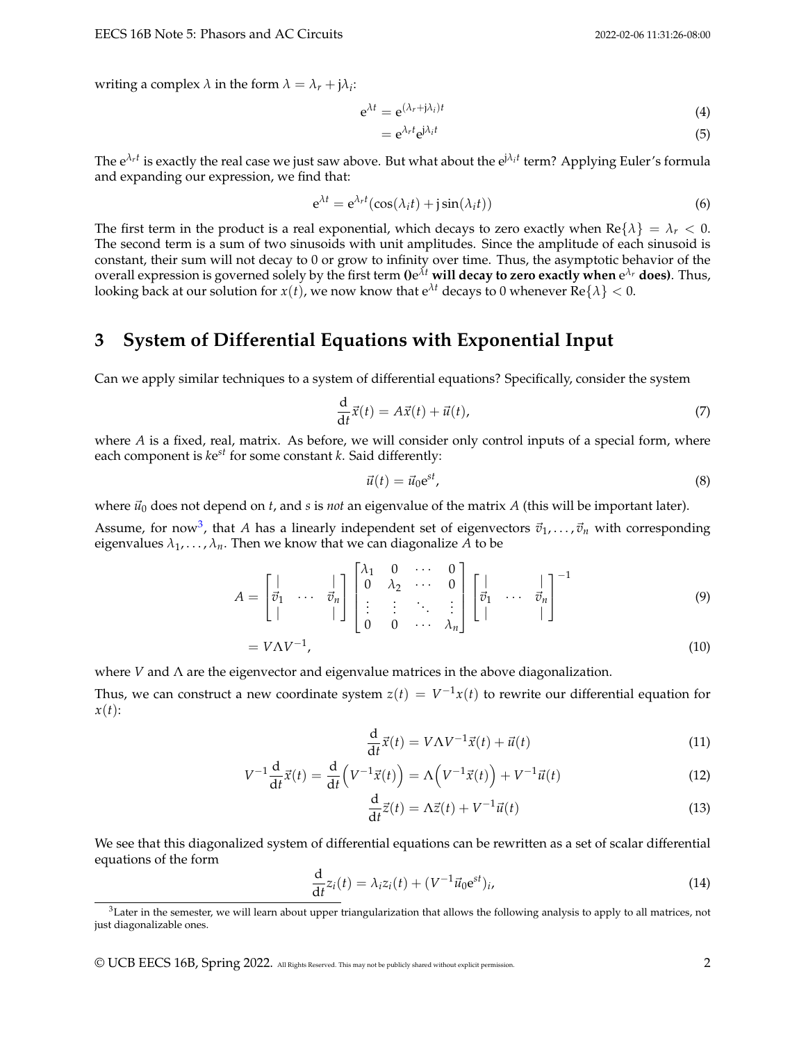writing a complex $\lambda$ in the form $\lambda = \lambda_r + j\lambda_i$:

$$e^{\lambda t} = e^{(\lambda_r + j\lambda_i)t} \tag{4}$$

$$= e^{\lambda_r t} e^{j\lambda_i t} \tag{5}$$

The $e^{\lambda_r t}$ is exactly the real case we just saw above. But what about the $e^{j\lambda_i t}$ term? Applying Euler's formula and expanding our expression, we find that:

$$e^{\lambda t} = e^{\lambda_r t}(\cos(\lambda_i t) + j\sin(\lambda_i t)) \tag{6}$$

The first term in the product is a real exponential, which decays to zero exactly when $\text{Re}\{\lambda\} = \lambda_r < 0$. The second term is a sum of two sinusoids with unit amplitudes. Since the amplitude of each sinusoid is constant, their sum will not decay to 0 or grow to infinity over time. Thus, the asymptotic behavior of the overall expression is governed solely by the first term **()$e^{\lambda t}$ will decay to zero exactly when $e^{\lambda_r}$ does)**. Thus, looking back at our solution for $x(t)$, we now know that $e^{\lambda t}$ decays to 0 whenever $\text{Re}\{\lambda\} < 0$.

# 3 System of Differential Equations with Exponential Input

Can we apply similar techniques to a system of differential equations? Specifically, consider the system

$$\frac{d}{dt}\vec{x}(t) = A\vec{x}(t) + \vec{u}(t), \tag{7}$$

where $A$ is a fixed, real, matrix. As before, we will consider only control inputs of a special form, where each component is $ke^{st}$ for some constant $k$. Said differently:

$$\vec{u}(t) = \vec{u}_0 e^{st}, \tag{8}$$

where $\vec{u}_0$ does not depend on $t$, and $s$ is *not* an eigenvalue of the matrix $A$ (this will be important later).

Assume, for now[3], that $A$ has a linearly independent set of eigenvectors $\vec{v}_1, \ldots, \vec{v}_n$ with corresponding eigenvalues $\lambda_1, \ldots, \lambda_n$. Then we know that we can diagonalize $A$ to be

$$A = \begin{bmatrix} | & & | \\ \vec{v}_1 & \cdots & \vec{v}_n \\ | & & | \end{bmatrix} \begin{bmatrix} \lambda_1 & 0 & \cdots & 0 \\ 0 & \lambda_2 & \cdots & 0 \\ \vdots & \vdots & \ddots & \vdots \\ 0 & 0 & \cdots & \lambda_n \end{bmatrix} \begin{bmatrix} | & & | \\ \vec{v}_1 & \cdots & \vec{v}_n \\ | & & | \end{bmatrix}^{-1} \tag{9}$$

$$= V\Lambda V^{-1}, \tag{10}$$

where $V$ and $\Lambda$ are the eigenvector and eigenvalue matrices in the above diagonalization.

Thus, we can construct a new coordinate system $z(t) = V^{-1}x(t)$ to rewrite our differential equation for $x(t)$:

$$\frac{d}{dt}\vec{x}(t) = V\Lambda V^{-1}\vec{x}(t) + \vec{u}(t) \tag{11}$$

$$V^{-1}\frac{d}{dt}\vec{x}(t) = \frac{d}{dt}\left(V^{-1}\vec{x}(t)\right) = \Lambda\left(V^{-1}\vec{x}(t)\right) + V^{-1}\vec{u}(t) \tag{12}$$

$$\frac{d}{dt}\vec{z}(t) = \Lambda\vec{z}(t) + V^{-1}\vec{u}(t) \tag{13}$$

We see that this diagonalized system of differential equations can be rewritten as a set of scalar differential equations of the form

$$\frac{d}{dt}z_i(t) = \lambda_i z_i(t) + (V^{-1}\vec{u}_0 e^{st})_i, \tag{14}$$

[3] Later in the semester, we will learn about upper triangularization that allows the following analysis to apply to all matrices, not just diagonalizable ones.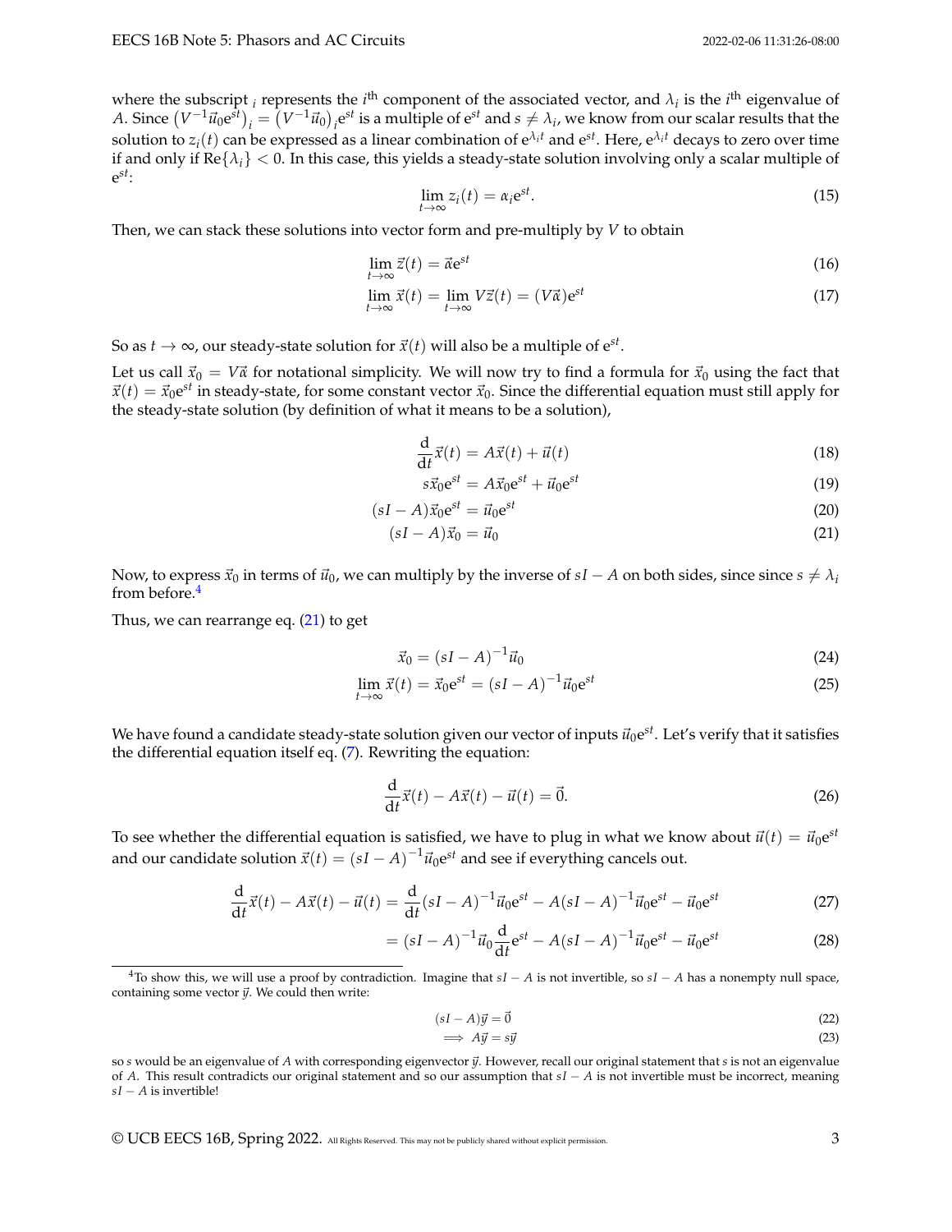where the subscript $_i$ represents the $i^{\text{th}}$ component of the associated vector, and $\lambda_i$ is the $i^{\text{th}}$ eigenvalue of $A$. Since $\left(V^{-1}\vec{u}_0 e^{st}\right)_i = \left(V^{-1}\vec{u}_0\right)_i e^{st}$ is a multiple of $e^{st}$ and $s \neq \lambda_i$, we know from our scalar results that the solution to $z_i(t)$ can be expressed as a linear combination of $e^{\lambda_i t}$ and $e^{st}$. Here, $e^{\lambda_i t}$ decays to zero over time if and only if $\text{Re}\{\lambda_i\} < 0$. In this case, this yields a steady-state solution involving only a scalar multiple of $e^{st}$:

$$\lim_{t\to\infty} z_i(t) = \alpha_i e^{st}. \tag{15}$$

Then, we can stack these solutions into vector form and pre-multiply by $V$ to obtain

$$\lim_{t\to\infty} \vec{z}(t) = \vec{\alpha} e^{st} \tag{16}$$

$$\lim_{t\to\infty} \vec{x}(t) = \lim_{t\to\infty} V\vec{z}(t) = (V\vec{\alpha})e^{st} \tag{17}$$

So as $t \to \infty$, our steady-state solution for $\vec{x}(t)$ will also be a multiple of $e^{st}$.

Let us call $\vec{x}_0 = V\vec{\alpha}$ for notational simplicity. We will now try to find a formula for $\vec{x}_0$ using the fact that $\vec{x}(t) = \vec{x}_0 e^{st}$ in steady-state, for some constant vector $\vec{x}_0$. Since the differential equation must still apply for the steady-state solution (by definition of what it means to be a solution),

$$\frac{d}{dt}\vec{x}(t) = A\vec{x}(t) + \vec{u}(t) \tag{18}$$

$$s\vec{x}_0 e^{st} = A\vec{x}_0 e^{st} + \vec{u}_0 e^{st} \tag{19}$$

$$(sI - A)\vec{x}_0 e^{st} = \vec{u}_0 e^{st} \tag{20}$$

$$(sI - A)\vec{x}_0 = \vec{u}_0 \tag{21}$$

Now, to express $\vec{x}_0$ in terms of $\vec{u}_0$, we can multiply by the inverse of $sI - A$ on both sides, since since $s \neq \lambda_i$ from before.[4]

Thus, we can rearrange eq. (21) to get

$$\vec{x}_0 = (sI - A)^{-1}\vec{u}_0 \tag{24}$$

$$\lim_{t\to\infty} \vec{x}(t) = \vec{x}_0 e^{st} = (sI - A)^{-1}\vec{u}_0 e^{st} \tag{25}$$

We have found a candidate steady-state solution given our vector of inputs $\vec{u}_0 e^{st}$. Let's verify that it satisfies the differential equation itself eq. (7). Rewriting the equation:

$$\frac{d}{dt}\vec{x}(t) - A\vec{x}(t) - \vec{u}(t) = \vec{0}. \tag{26}$$

To see whether the differential equation is satisfied, we have to plug in what we know about $\vec{u}(t) = \vec{u}_0 e^{st}$ and our candidate solution $\vec{x}(t) = (sI - A)^{-1}\vec{u}_0 e^{st}$ and see if everything cancels out.

$$\frac{d}{dt}\vec{x}(t) - A\vec{x}(t) - \vec{u}(t) = \frac{d}{dt}(sI - A)^{-1}\vec{u}_0 e^{st} - A(sI - A)^{-1}\vec{u}_0 e^{st} - \vec{u}_0 e^{st} \tag{27}$$

$$= (sI - A)^{-1}\vec{u}_0 \frac{d}{dt} e^{st} - A(sI - A)^{-1}\vec{u}_0 e^{st} - \vec{u}_0 e^{st} \tag{28}$$

---

[4] To show this, we will use a proof by contradiction. Imagine that $sI - A$ is not invertible, so $sI - A$ has a nonempty null space, containing some vector $\vec{y}$. We could then write:

$$(sI - A)\vec{y} = \vec{0} \tag{22}$$

$$\implies A\vec{y} = s\vec{y} \tag{23}$$

so $s$ would be an eigenvalue of $A$ with corresponding eigenvector $\vec{y}$. However, recall our original statement that $s$ is not an eigenvalue of $A$. This result contradicts our original statement and so our assumption that $sI - A$ is not invertible must be incorrect, meaning $sI - A$ is invertible!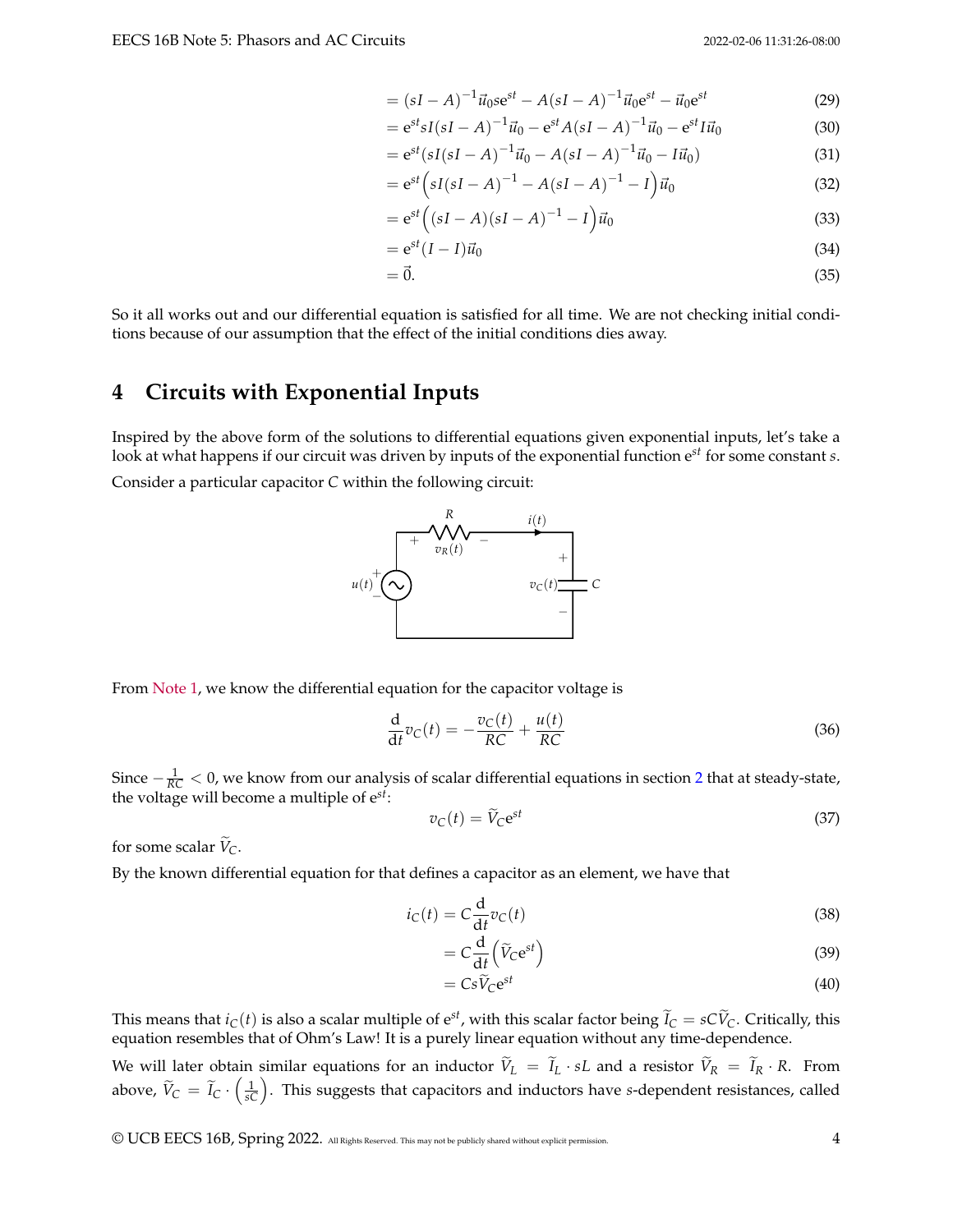$$= (sI - A)^{-1}\vec{u}_0 s e^{st} - A(sI - A)^{-1}\vec{u}_0 e^{st} - \vec{u}_0 e^{st} \tag{29}$$

$$= e^{st} sI(sI - A)^{-1}\vec{u}_0 - e^{st} A(sI - A)^{-1}\vec{u}_0 - e^{st} I\vec{u}_0 \tag{30}$$

$$= e^{st}(sI(sI - A)^{-1}\vec{u}_0 - A(sI - A)^{-1}\vec{u}_0 - I\vec{u}_0) \tag{31}$$

$$= e^{st}\left(sI(sI - A)^{-1} - A(sI - A)^{-1} - I\right)\vec{u}_0 \tag{32}$$

$$= e^{st}\left((sI - A)(sI - A)^{-1} - I\right)\vec{u}_0 \tag{33}$$

$$= e^{st}(I - I)\vec{u}_0 \tag{34}$$

$$= \vec{0}. \tag{35}$$

So it all works out and our differential equation is satisfied for all time. We are not checking initial conditions because of our assumption that the effect of the initial conditions dies away.

# 4 Circuits with Exponential Inputs

Inspired by the above form of the solutions to differential equations given exponential inputs, let's take a look at what happens if our circuit was driven by inputs of the exponential function $e^{st}$ for some constant $s$.

Consider a particular capacitor $C$ within the following circuit:

From Note 1, we know the differential equation for the capacitor voltage is

$$\frac{d}{dt}v_C(t) = -\frac{v_C(t)}{RC} + \frac{u(t)}{RC} \tag{36}$$

Since $-\frac{1}{RC} < 0$, we know from our analysis of scalar differential equations in section 2 that at steady-state, the voltage will become a multiple of $e^{st}$:

$$v_C(t) = \widetilde{V}_C e^{st} \tag{37}$$

for some scalar $\widetilde{V}_C$.

By the known differential equation for that defines a capacitor as an element, we have that

$$i_C(t) = C\frac{d}{dt}v_C(t) \tag{38}$$

$$= C\frac{d}{dt}\left(\widetilde{V}_C e^{st}\right) \tag{39}$$

$$= Cs\widetilde{V}_C e^{st} \tag{40}$$

This means that $i_C(t)$ is also a scalar multiple of $e^{st}$, with this scalar factor being $\widetilde{I}_C = sC\widetilde{V}_C$. Critically, this equation resembles that of Ohm's Law! It is a purely linear equation without any time-dependence.

We will later obtain similar equations for an inductor $\widetilde{V}_L = \widetilde{I}_L \cdot sL$ and a resistor $\widetilde{V}_R = \widetilde{I}_R \cdot R$. From above, $\widetilde{V}_C = \widetilde{I}_C \cdot \left(\frac{1}{sC}\right)$. This suggests that capacitors and inductors have $s$-dependent resistances, called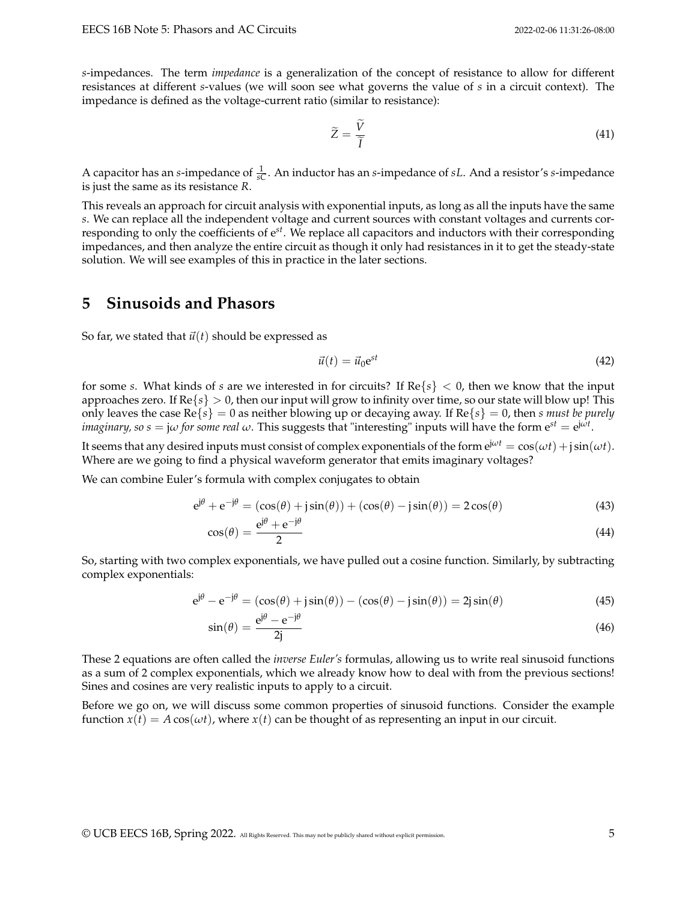*s*-impedances. The term *impedance* is a generalization of the concept of resistance to allow for different resistances at different *s*-values (we will soon see what governs the value of *s* in a circuit context). The impedance is defined as the voltage-current ratio (similar to resistance):

$$\widetilde{Z} = \frac{\widetilde{V}}{\widetilde{I}} \tag{41}$$

A capacitor has an *s*-impedance of $\frac{1}{sC}$. An inductor has an *s*-impedance of $sL$. And a resistor's *s*-impedance is just the same as its resistance $R$.

This reveals an approach for circuit analysis with exponential inputs, as long as all the inputs have the same $s$. We can replace all the independent voltage and current sources with constant voltages and currents corresponding to only the coefficients of $e^{st}$. We replace all capacitors and inductors with their corresponding impedances, and then analyze the entire circuit as though it only had resistances in it to get the steady-state solution. We will see examples of this in practice in the later sections.

# 5 Sinusoids and Phasors

So far, we stated that $\vec{u}(t)$ should be expressed as

$$\vec{u}(t) = \vec{u}_0 e^{st} \tag{42}$$

for some $s$. What kinds of $s$ are we interested in for circuits? If $\text{Re}\{s\} < 0$, then we know that the input approaches zero. If $\text{Re}\{s\} > 0$, then our input will grow to infinity over time, so our state will blow up! This only leaves the case $\text{Re}\{s\} = 0$ as neither blowing up or decaying away. If $\text{Re}\{s\} = 0$, then *s must be purely imaginary, so $s = j\omega$ for some real $\omega$*. This suggests that "interesting" inputs will have the form $e^{st} = e^{j\omega t}$.

It seems that any desired inputs must consist of complex exponentials of the form $e^{j\omega t} = \cos(\omega t) + j\sin(\omega t)$. Where are we going to find a physical waveform generator that emits imaginary voltages?

We can combine Euler's formula with complex conjugates to obtain

$$e^{j\theta} + e^{-j\theta} = (\cos(\theta) + j\sin(\theta)) + (\cos(\theta) - j\sin(\theta)) = 2\cos(\theta) \tag{43}$$

$$\cos(\theta) = \frac{e^{j\theta} + e^{-j\theta}}{2} \tag{44}$$

So, starting with two complex exponentials, we have pulled out a cosine function. Similarly, by subtracting complex exponentials:

$$e^{j\theta} - e^{-j\theta} = (\cos(\theta) + j\sin(\theta)) - (\cos(\theta) - j\sin(\theta)) = 2j\sin(\theta) \tag{45}$$

$$\sin(\theta) = \frac{e^{j\theta} - e^{-j\theta}}{2j} \tag{46}$$

These 2 equations are often called the *inverse Euler's* formulas, allowing us to write real sinusoid functions as a sum of 2 complex exponentials, which we already know how to deal with from the previous sections! Sines and cosines are very realistic inputs to apply to a circuit.

Before we go on, we will discuss some common properties of sinusoid functions. Consider the example function $x(t) = A\cos(\omega t)$, where $x(t)$ can be thought of as representing an input in our circuit.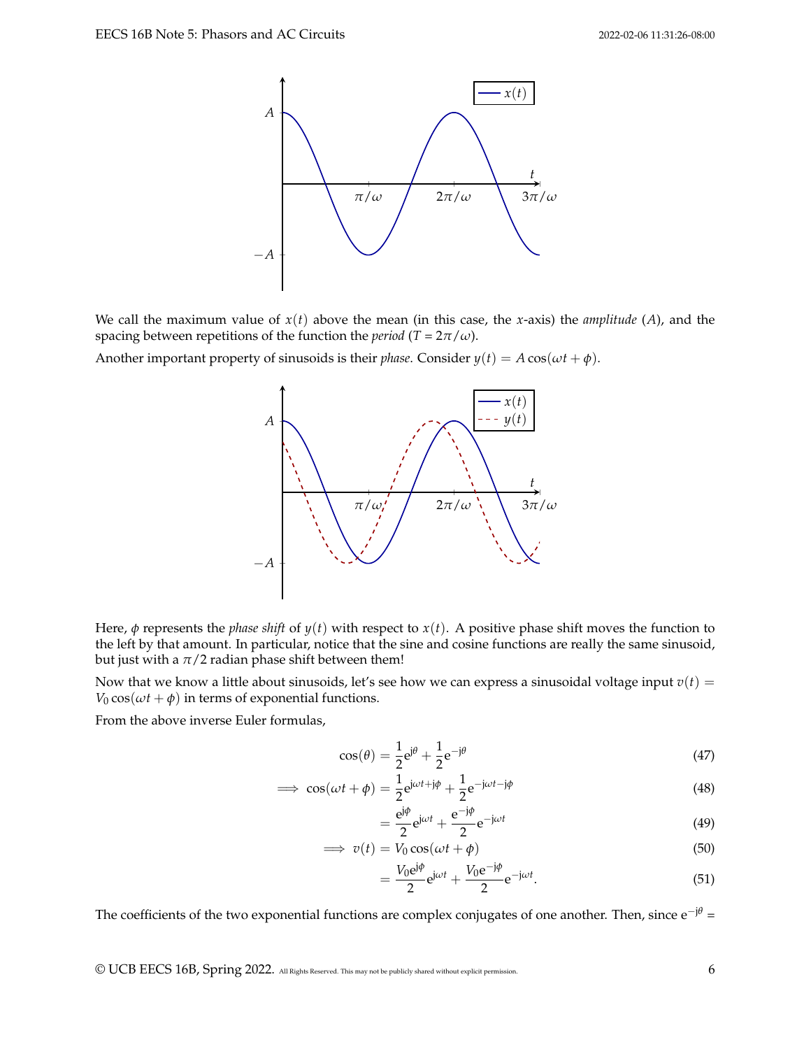We call the maximum value of $x(t)$ above the mean (in this case, the $x$-axis) the *amplitude* ($A$), and the spacing between repetitions of the function the *period* ($T = 2\pi/\omega$).

Another important property of sinusoids is their *phase*. Consider $y(t) = A\cos(\omega t + \phi)$.

Here, $\phi$ represents the *phase shift* of $y(t)$ with respect to $x(t)$. A positive phase shift moves the function to the left by that amount. In particular, notice that the sine and cosine functions are really the same sinusoid, but just with a $\pi/2$ radian phase shift between them!

Now that we know a little about sinusoids, let's see how we can express a sinusoidal voltage input $v(t) = V_0\cos(\omega t + \phi)$ in terms of exponential functions.

From the above inverse Euler formulas,

$$\cos(\theta) = \frac{1}{2}e^{j\theta} + \frac{1}{2}e^{-j\theta} \tag{47}$$

$$\implies \cos(\omega t + \phi) = \frac{1}{2}e^{j\omega t + j\phi} + \frac{1}{2}e^{-j\omega t - j\phi} \tag{48}$$

$$= \frac{e^{j\phi}}{2}e^{j\omega t} + \frac{e^{-j\phi}}{2}e^{-j\omega t} \tag{49}$$

$$\implies v(t) = V_0\cos(\omega t + \phi) \tag{50}$$

$$= \frac{V_0 e^{j\phi}}{2}e^{j\omega t} + \frac{V_0 e^{-j\phi}}{2}e^{-j\omega t}. \tag{51}$$

The coefficients of the two exponential functions are complex conjugates of one another. Then, since $e^{-j\theta} =$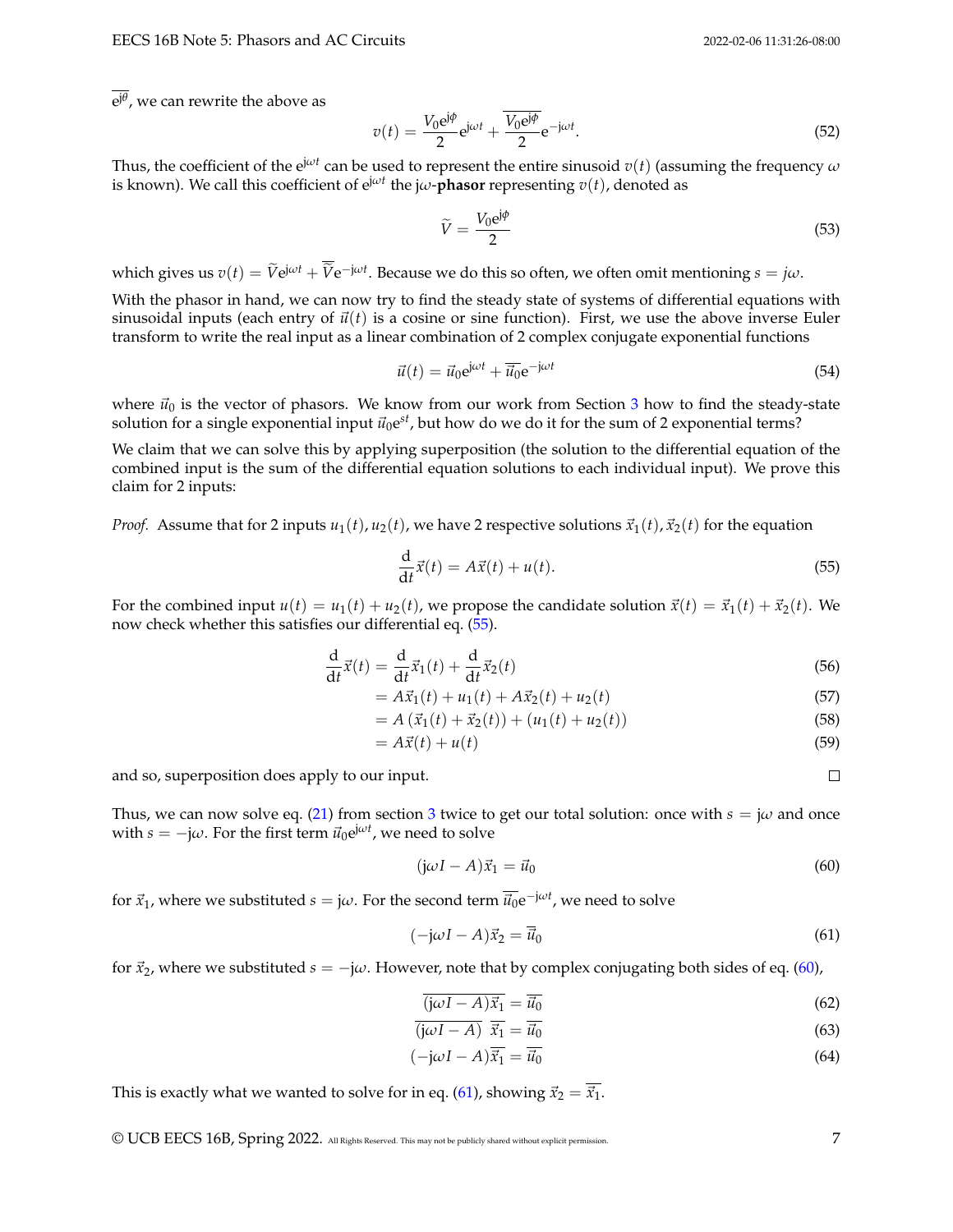$\overline{e^{j\theta}}$, we can rewrite the above as

$$v(t) = \frac{V_0 e^{j\phi}}{2} e^{j\omega t} + \frac{\overline{V_0 e^{j\phi}}}{2} e^{-j\omega t}. \tag{52}$$

Thus, the coefficient of the $e^{j\omega t}$ can be used to represent the entire sinusoid $v(t)$ (assuming the frequency $\omega$ is known). We call this coefficient of $e^{j\omega t}$ the j$\omega$-**phasor** representing $v(t)$, denoted as

$$\widetilde{V} = \frac{V_0 e^{j\phi}}{2} \tag{53}$$

which gives us $v(t) = \widetilde{V} e^{j\omega t} + \overline{\widetilde{V}} e^{-j\omega t}$. Because we do this so often, we often omit mentioning $s = j\omega$.

With the phasor in hand, we can now try to find the steady state of systems of differential equations with sinusoidal inputs (each entry of $\vec{u}(t)$ is a cosine or sine function). First, we use the above inverse Euler transform to write the real input as a linear combination of 2 complex conjugate exponential functions

$$\vec{u}(t) = \vec{u}_0 e^{j\omega t} + \overline{\vec{u}_0} e^{-j\omega t} \tag{54}$$

where $\vec{u}_0$ is the vector of phasors. We know from our work from Section 3 how to find the steady-state solution for a single exponential input $\vec{u}_0 e^{st}$, but how do we do it for the sum of 2 exponential terms?

We claim that we can solve this by applying superposition (the solution to the differential equation of the combined input is the sum of the differential equation solutions to each individual input). We prove this claim for 2 inputs:

*Proof.* Assume that for 2 inputs $u_1(t), u_2(t)$, we have 2 respective solutions $\vec{x}_1(t), \vec{x}_2(t)$ for the equation

$$\frac{d}{dt}\vec{x}(t) = A\vec{x}(t) + u(t). \tag{55}$$

For the combined input $u(t) = u_1(t) + u_2(t)$, we propose the candidate solution $\vec{x}(t) = \vec{x}_1(t) + \vec{x}_2(t)$. We now check whether this satisfies our differential eq. (55).

$$\frac{d}{dt}\vec{x}(t) = \frac{d}{dt}\vec{x}_1(t) + \frac{d}{dt}\vec{x}_2(t) \tag{56}$$

$$= A\vec{x}_1(t) + u_1(t) + A\vec{x}_2(t) + u_2(t) \tag{57}$$

$$= A\left(\vec{x}_1(t) + \vec{x}_2(t)\right) + \left(u_1(t) + u_2(t)\right) \tag{58}$$

$$= A\vec{x}(t) + u(t) \tag{59}$$

and so, superposition does apply to our input. □

Thus, we can now solve eq. (21) from section 3 twice to get our total solution: once with $s = j\omega$ and once with $s = -j\omega$. For the first term $\vec{u}_0 e^{j\omega t}$, we need to solve

$$(j\omega I - A)\vec{x}_1 = \vec{u}_0 \tag{60}$$

for $\vec{x}_1$, where we substituted $s = j\omega$. For the second term $\overline{\vec{u}_0} e^{-j\omega t}$, we need to solve

$$(-j\omega I - A)\vec{x}_2 = \overline{\vec{u}_0} \tag{61}$$

for $\vec{x}_2$, where we substituted $s = -j\omega$. However, note that by complex conjugating both sides of eq. (60),

$$\overline{(j\omega I - A)\vec{x}_1} = \overline{\vec{u}_0} \tag{62}$$

$$\overline{(j\omega I - A)}\ \overline{\vec{x}_1} = \overline{\vec{u}_0} \tag{63}$$

$$(-j\omega I - A)\overline{\vec{x}_1} = \overline{\vec{u}_0} \tag{64}$$

This is exactly what we wanted to solve for in eq. (61), showing $\vec{x}_2 = \overline{\vec{x}_1}$.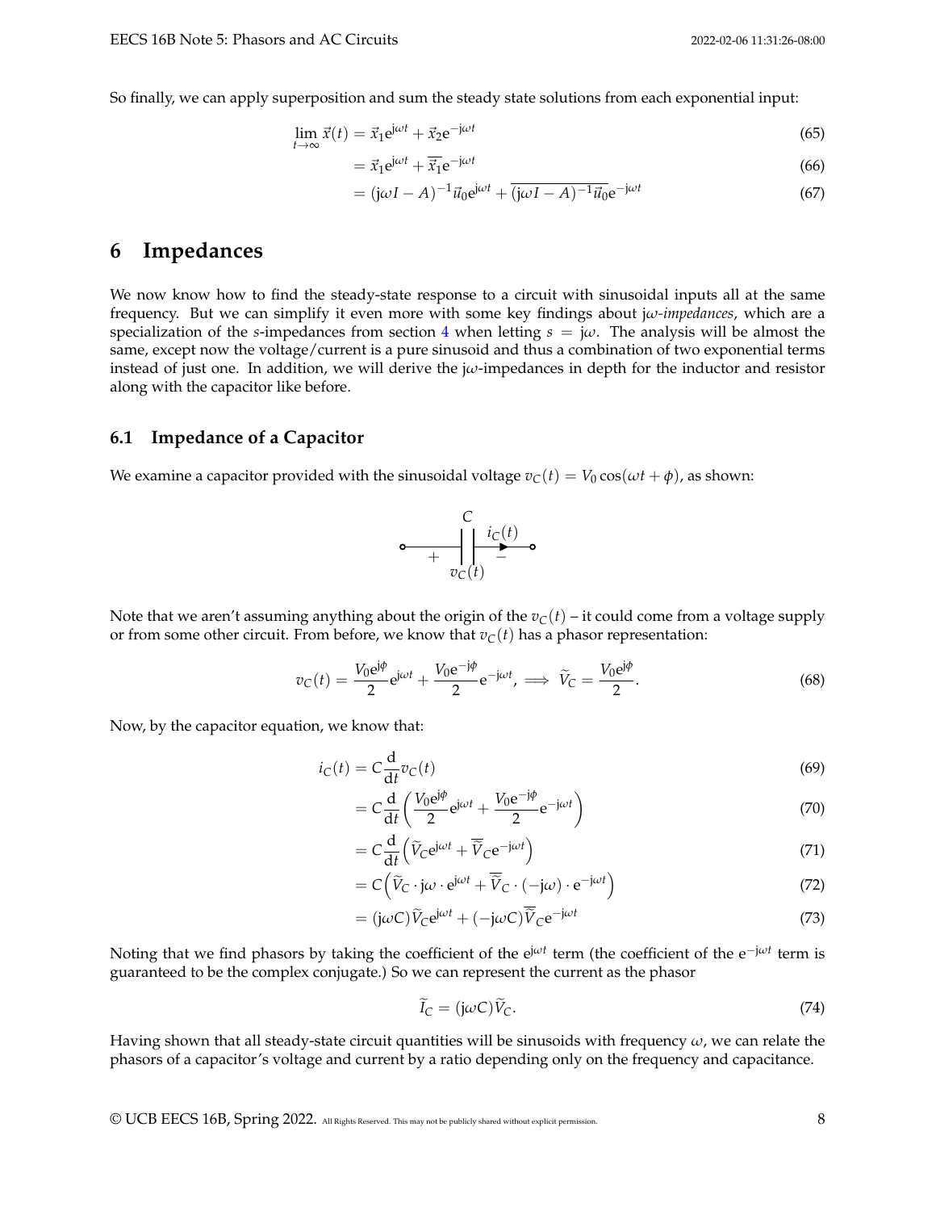So finally, we can apply superposition and sum the steady state solutions from each exponential input:

$$\lim_{t\to\infty} \vec{x}(t) = \vec{x}_1 e^{j\omega t} + \vec{x}_2 e^{-j\omega t} \tag{65}$$

$$= \vec{x}_1 e^{j\omega t} + \overline{\vec{x}_1} e^{-j\omega t} \tag{66}$$

$$= (j\omega I - A)^{-1}\vec{u}_0 e^{j\omega t} + \overline{(j\omega I - A)^{-1}\vec{u}_0} e^{-j\omega t} \tag{67}$$

# 6 Impedances

We now know how to find the steady-state response to a circuit with sinusoidal inputs all at the same frequency. But we can simplify it even more with some key findings about $j\omega$-*impedances*, which are a specialization of the $s$-impedances from section 4 when letting $s = j\omega$. The analysis will be almost the same, except now the voltage/current is a pure sinusoid and thus a combination of two exponential terms instead of just one. In addition, we will derive the $j\omega$-impedances in depth for the inductor and resistor along with the capacitor like before.

## 6.1 Impedance of a Capacitor

We examine a capacitor provided with the sinusoidal voltage $v_C(t) = V_0 \cos(\omega t + \phi)$, as shown:

Note that we aren't assuming anything about the origin of the $v_C(t)$ – it could come from a voltage supply or from some other circuit. From before, we know that $v_C(t)$ has a phasor representation:

$$v_C(t) = \frac{V_0 e^{j\phi}}{2} e^{j\omega t} + \frac{V_0 e^{-j\phi}}{2} e^{-j\omega t}, \implies \widetilde{V}_C = \frac{V_0 e^{j\phi}}{2}. \tag{68}$$

Now, by the capacitor equation, we know that:

$$i_C(t) = C\frac{d}{dt} v_C(t) \tag{69}$$

$$= C\frac{d}{dt}\left(\frac{V_0 e^{j\phi}}{2} e^{j\omega t} + \frac{V_0 e^{-j\phi}}{2} e^{-j\omega t}\right) \tag{70}$$

$$= C\frac{d}{dt}\left(\widetilde{V}_C e^{j\omega t} + \overline{\widetilde{V}}_C e^{-j\omega t}\right) \tag{71}$$

$$= C\left(\widetilde{V}_C \cdot j\omega \cdot e^{j\omega t} + \overline{\widetilde{V}}_C \cdot (-j\omega) \cdot e^{-j\omega t}\right) \tag{72}$$

$$= (j\omega C)\widetilde{V}_C e^{j\omega t} + (-j\omega C)\overline{\widetilde{V}}_C e^{-j\omega t} \tag{73}$$

Noting that we find phasors by taking the coefficient of the $e^{j\omega t}$ term (the coefficient of the $e^{-j\omega t}$ term is guaranteed to be the complex conjugate.) So we can represent the current as the phasor

$$\widetilde{I}_C = (j\omega C)\widetilde{V}_C. \tag{74}$$

Having shown that all steady-state circuit quantities will be sinusoids with frequency $\omega$, we can relate the phasors of a capacitor's voltage and current by a ratio depending only on the frequency and capacitance.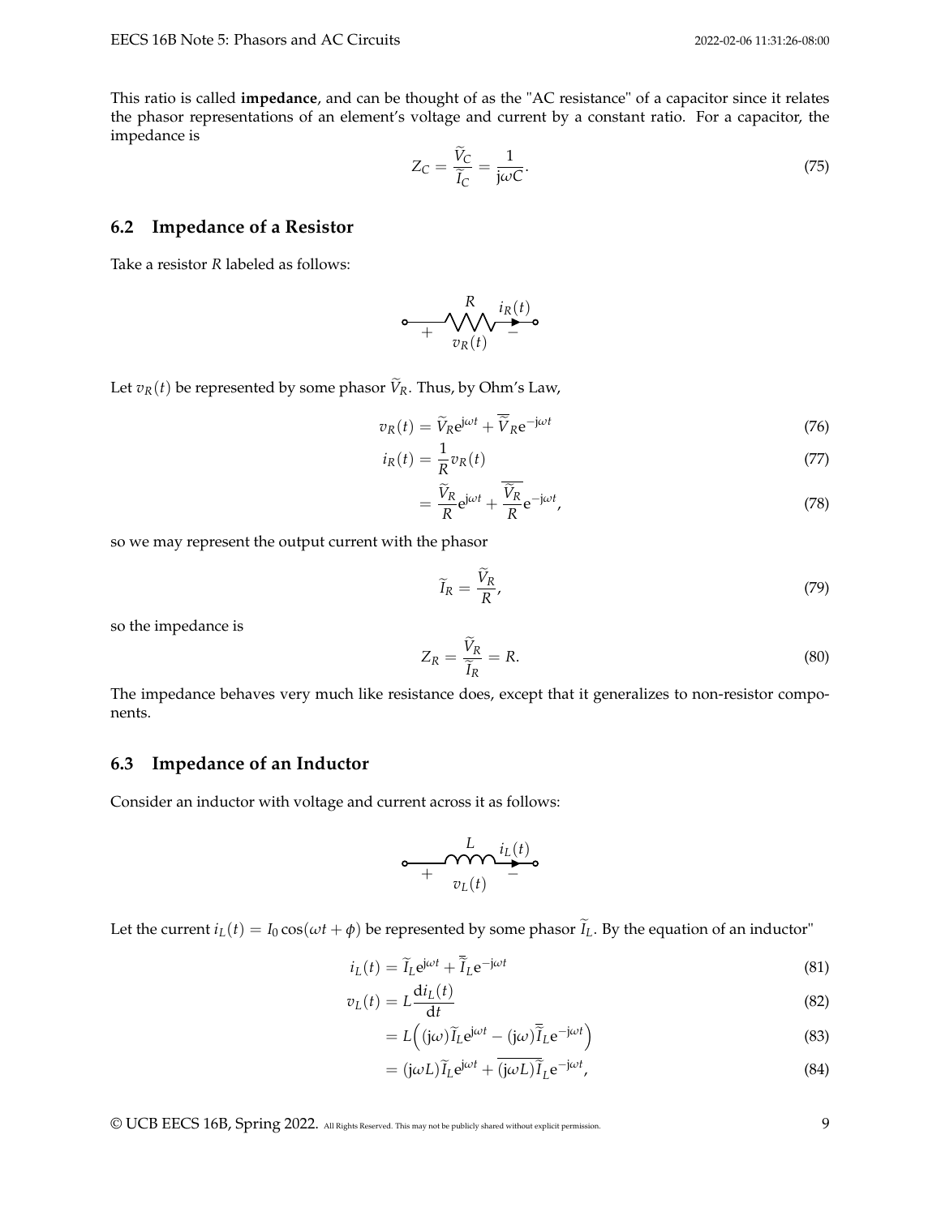This ratio is called **impedance**, and can be thought of as the "AC resistance" of a capacitor since it relates the phasor representations of an element's voltage and current by a constant ratio. For a capacitor, the impedance is

$$Z_C = \frac{\widetilde{V}_C}{\widetilde{I}_C} = \frac{1}{\mathrm{j}\omega C}. \tag{75}$$

## 6.2 Impedance of a Resistor

Take a resistor $R$ labeled as follows:

Let $v_R(t)$ be represented by some phasor $\widetilde{V}_R$. Thus, by Ohm's Law,

$$v_R(t) = \widetilde{V}_R e^{\mathrm{j}\omega t} + \overline{\widetilde{V}}_R e^{-\mathrm{j}\omega t} \tag{76}$$

$$i_R(t) = \frac{1}{R} v_R(t) \tag{77}$$

$$= \frac{\widetilde{V}_R}{R} e^{\mathrm{j}\omega t} + \overline{\frac{\widetilde{V}_R}{R}} e^{-\mathrm{j}\omega t}, \tag{78}$$

so we may represent the output current with the phasor

$$\widetilde{I}_R = \frac{\widetilde{V}_R}{R}, \tag{79}$$

so the impedance is

$$Z_R = \frac{\widetilde{V}_R}{\widetilde{I}_R} = R. \tag{80}$$

The impedance behaves very much like resistance does, except that it generalizes to non-resistor components.

## 6.3 Impedance of an Inductor

Consider an inductor with voltage and current across it as follows:

Let the current $i_L(t) = I_0 \cos(\omega t + \phi)$ be represented by some phasor $\widetilde{I}_L$. By the equation of an inductor"

$$i_L(t) = \widetilde{I}_L e^{\mathrm{j}\omega t} + \overline{\widetilde{I}}_L e^{-\mathrm{j}\omega t} \tag{81}$$

$$v_L(t) = L \frac{\mathrm{d}i_L(t)}{\mathrm{d}t} \tag{82}$$

$$= L\Big( (\mathrm{j}\omega) \widetilde{I}_L e^{\mathrm{j}\omega t} - (\mathrm{j}\omega) \overline{\widetilde{I}}_L e^{-\mathrm{j}\omega t} \Big) \tag{83}$$

$$= (\mathrm{j}\omega L) \widetilde{I}_L e^{\mathrm{j}\omega t} + \overline{(\mathrm{j}\omega L)} \overline{\widetilde{I}}_L e^{-\mathrm{j}\omega t}, \tag{84}$$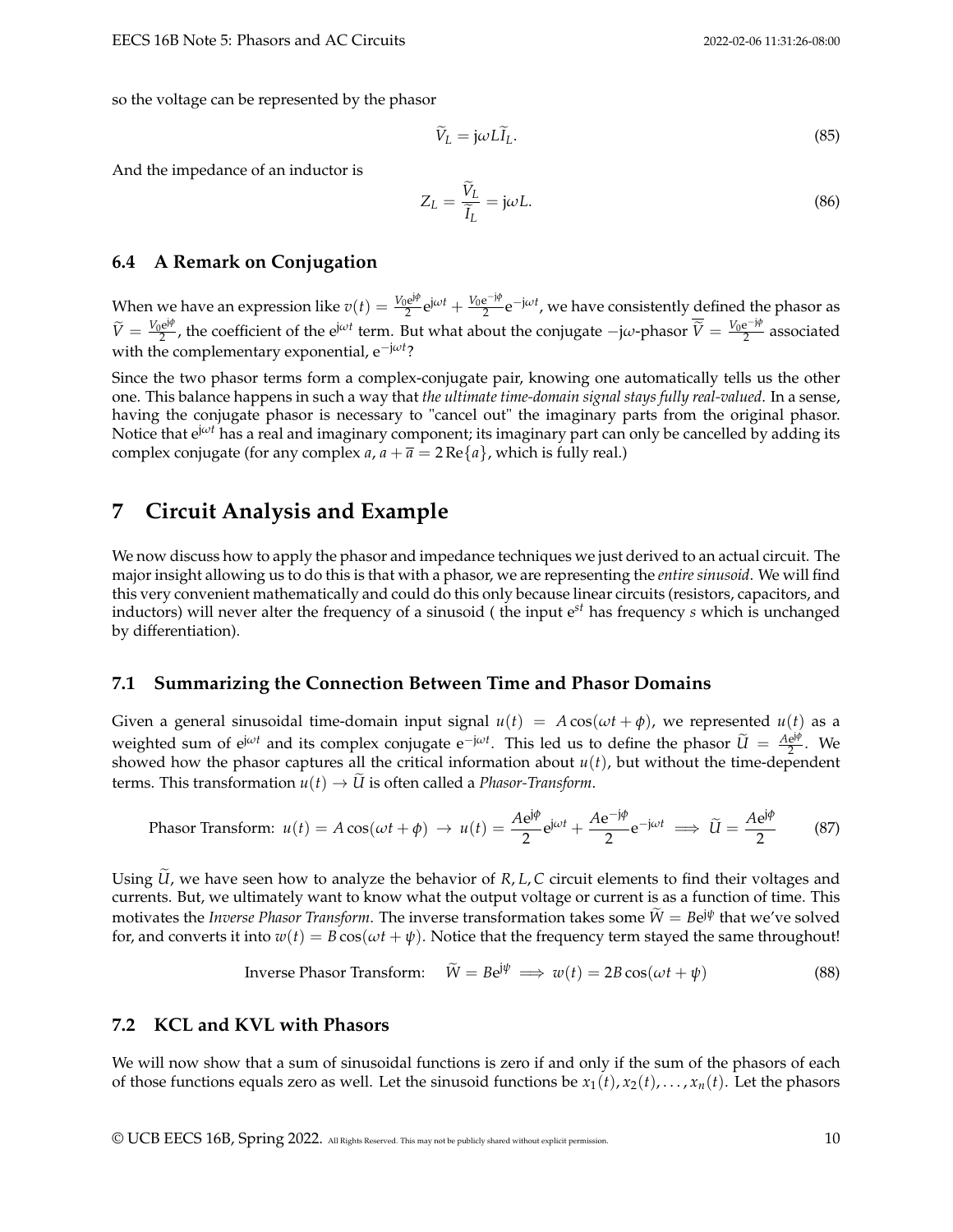so the voltage can be represented by the phasor

$$\widetilde{V}_L = \mathrm{j}\omega L \widetilde{I}_L. \tag{85}$$

And the impedance of an inductor is

$$Z_L = \frac{\widetilde{V}_L}{\widetilde{I}_L} = \mathrm{j}\omega L. \tag{86}$$

### 6.4 A Remark on Conjugation

When we have an expression like $v(t) = \frac{V_0 \mathrm{e}^{\mathrm{j}\phi}}{2}\mathrm{e}^{\mathrm{j}\omega t} + \frac{V_0 \mathrm{e}^{-\mathrm{j}\phi}}{2}\mathrm{e}^{-\mathrm{j}\omega t}$, we have consistently defined the phasor as $\widetilde{V} = \frac{V_0 \mathrm{e}^{\mathrm{j}\phi}}{2}$, the coefficient of the $\mathrm{e}^{\mathrm{j}\omega t}$ term. But what about the conjugate $-\mathrm{j}\omega$-phasor $\overline{\widetilde{V}} = \frac{V_0 \mathrm{e}^{-\mathrm{j}\phi}}{2}$ associated with the complementary exponential, $\mathrm{e}^{-\mathrm{j}\omega t}$?

Since the two phasor terms form a complex-conjugate pair, knowing one automatically tells us the other one. This balance happens in such a way that *the ultimate time-domain signal stays fully real-valued*. In a sense, having the conjugate phasor is necessary to "cancel out" the imaginary parts from the original phasor. Notice that $\mathrm{e}^{\mathrm{j}\omega t}$ has a real and imaginary component; its imaginary part can only be cancelled by adding its complex conjugate (for any complex $a$, $a + \overline{a} = 2\,\mathrm{Re}\{a\}$, which is fully real.)

## 7 Circuit Analysis and Example

We now discuss how to apply the phasor and impedance techniques we just derived to an actual circuit. The major insight allowing us to do this is that with a phasor, we are representing the *entire sinusoid*. We will find this very convenient mathematically and could do this only because linear circuits (resistors, capacitors, and inductors) will never alter the frequency of a sinusoid ( the input $\mathrm{e}^{st}$ has frequency $s$ which is unchanged by differentiation).

### 7.1 Summarizing the Connection Between Time and Phasor Domains

Given a general sinusoidal time-domain input signal $u(t) = A\cos(\omega t + \phi)$, we represented $u(t)$ as a weighted sum of $\mathrm{e}^{\mathrm{j}\omega t}$ and its complex conjugate $\mathrm{e}^{-\mathrm{j}\omega t}$. This led us to define the phasor $\widetilde{U} = \frac{A\mathrm{e}^{\mathrm{j}\phi}}{2}$. We showed how the phasor captures all the critical information about $u(t)$, but without the time-dependent terms. This transformation $u(t) \to \widetilde{U}$ is often called a *Phasor-Transform*.

$$\text{Phasor Transform: } u(t) = A\cos(\omega t + \phi) \;\to\; u(t) = \frac{A\mathrm{e}^{\mathrm{j}\phi}}{2}\mathrm{e}^{\mathrm{j}\omega t} + \frac{A\mathrm{e}^{-\mathrm{j}\phi}}{2}\mathrm{e}^{-\mathrm{j}\omega t} \implies \widetilde{U} = \frac{A\mathrm{e}^{\mathrm{j}\phi}}{2} \tag{87}$$

Using $\widetilde{U}$, we have seen how to analyze the behavior of $R, L, C$ circuit elements to find their voltages and currents. But, we ultimately want to know what the output voltage or current is as a function of time. This motivates the *Inverse Phasor Transform*. The inverse transformation takes some $\widetilde{W} = B\mathrm{e}^{\mathrm{j}\psi}$ that we've solved for, and converts it into $w(t) = B\cos(\omega t + \psi)$. Notice that the frequency term stayed the same throughout!

$$\text{Inverse Phasor Transform:} \quad \widetilde{W} = B\mathrm{e}^{\mathrm{j}\psi} \implies w(t) = 2B\cos(\omega t + \psi) \tag{88}$$

### 7.2 KCL and KVL with Phasors

We will now show that a sum of sinusoidal functions is zero if and only if the sum of the phasors of each of those functions equals zero as well. Let the sinusoid functions be $x_1(t), x_2(t), \ldots, x_n(t)$. Let the phasors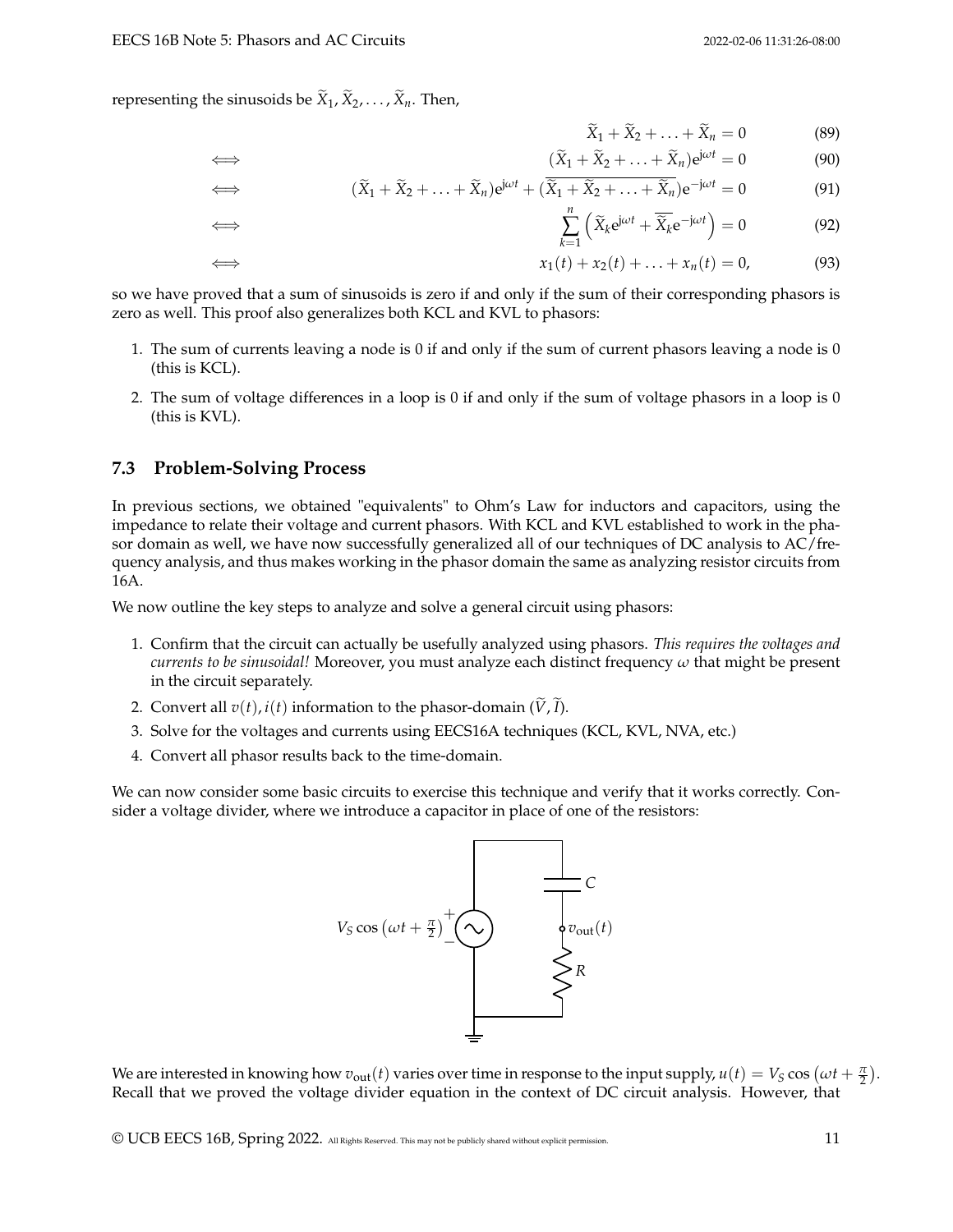representing the sinusoids be $\widetilde{X}_1, \widetilde{X}_2, \ldots, \widetilde{X}_n$. Then,

$$\widetilde{X}_1 + \widetilde{X}_2 + \ldots + \widetilde{X}_n = 0 \tag{89}$$

$$\iff \quad (\widetilde{X}_1 + \widetilde{X}_2 + \ldots + \widetilde{X}_n)e^{j\omega t} = 0 \tag{90}$$

$$\iff \quad (\widetilde{X}_1 + \widetilde{X}_2 + \ldots + \widetilde{X}_n)e^{j\omega t} + (\overline{\widetilde{X}_1 + \widetilde{X}_2 + \ldots + \widetilde{X}_n})e^{-j\omega t} = 0 \tag{91}$$

$$\iff \quad \sum_{k=1}^{n} \left( \widetilde{X}_k e^{j\omega t} + \overline{\widetilde{X}_k} e^{-j\omega t} \right) = 0 \tag{92}$$

$$\iff \quad x_1(t) + x_2(t) + \ldots + x_n(t) = 0, \tag{93}$$

so we have proved that a sum of sinusoids is zero if and only if the sum of their corresponding phasors is zero as well. This proof also generalizes both KCL and KVL to phasors:

1. The sum of currents leaving a node is 0 if and only if the sum of current phasors leaving a node is 0 (this is KCL).
2. The sum of voltage differences in a loop is 0 if and only if the sum of voltage phasors in a loop is 0 (this is KVL).

## 7.3 Problem-Solving Process

In previous sections, we obtained "equivalents" to Ohm's Law for inductors and capacitors, using the impedance to relate their voltage and current phasors. With KCL and KVL established to work in the phasor domain as well, we have now successfully generalized all of our techniques of DC analysis to AC/frequency analysis, and thus makes working in the phasor domain the same as analyzing resistor circuits from 16A.

We now outline the key steps to analyze and solve a general circuit using phasors:

1. Confirm that the circuit can actually be usefully analyzed using phasors. *This requires the voltages and currents to be sinusoidal!* Moreover, you must analyze each distinct frequency $\omega$ that might be present in the circuit separately.
2. Convert all $v(t), i(t)$ information to the phasor-domain $(\widetilde{V}, \widetilde{I})$.
3. Solve for the voltages and currents using EECS16A techniques (KCL, KVL, NVA, etc.)
4. Convert all phasor results back to the time-domain.

We can now consider some basic circuits to exercise this technique and verify that it works correctly. Consider a voltage divider, where we introduce a capacitor in place of one of the resistors:

We are interested in knowing how $v_{\text{out}}(t)$ varies over time in response to the input supply, $u(t) = V_S \cos\left(\omega t + \frac{\pi}{2}\right)$. Recall that we proved the voltage divider equation in the context of DC circuit analysis. However, that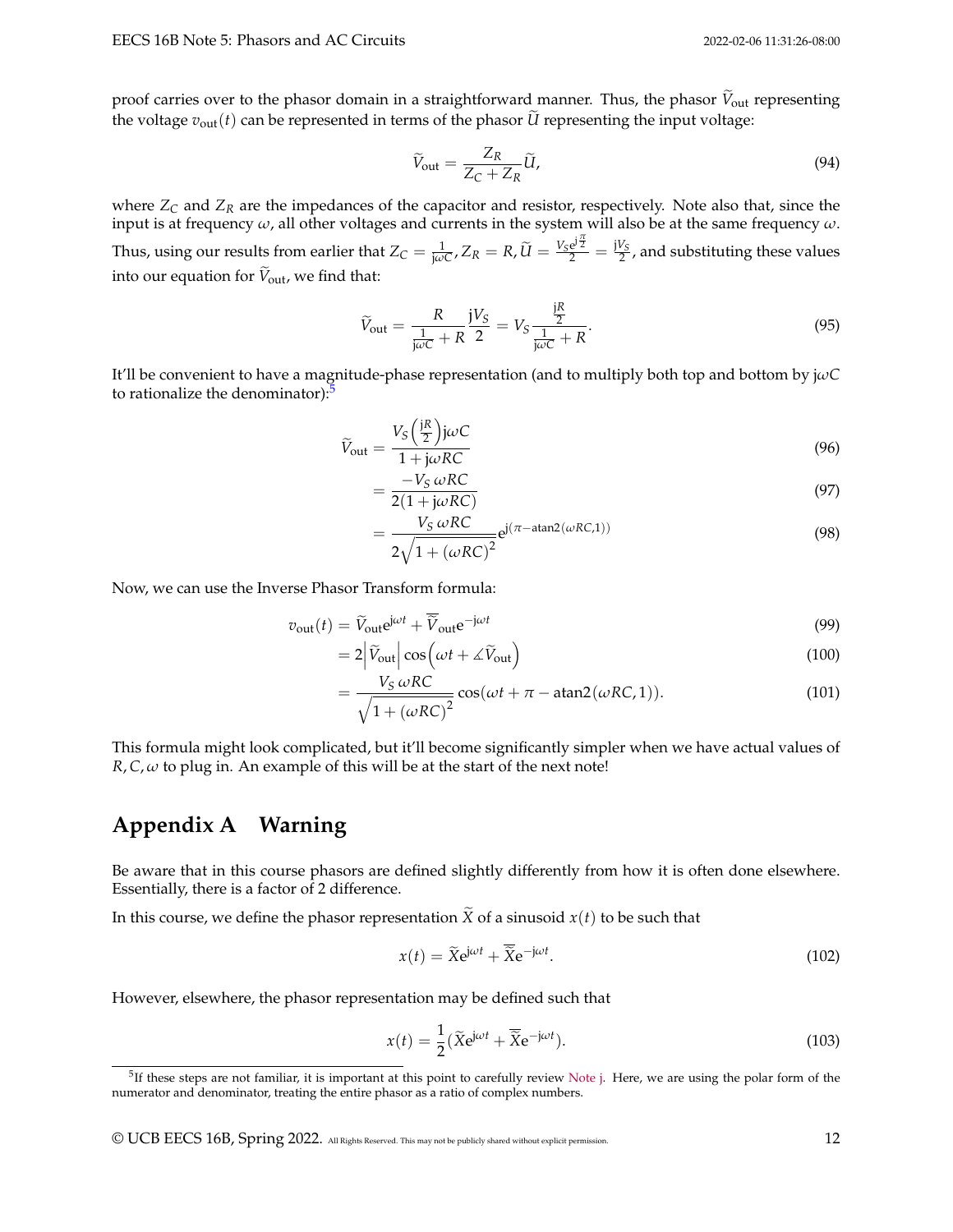proof carries over to the phasor domain in a straightforward manner. Thus, the phasor $\widetilde{V}_{\text{out}}$ representing the voltage $v_{\text{out}}(t)$ can be represented in terms of the phasor $\widetilde{U}$ representing the input voltage:

$$\widetilde{V}_{\text{out}} = \frac{Z_R}{Z_C + Z_R}\widetilde{U}, \tag{94}$$

where $Z_C$ and $Z_R$ are the impedances of the capacitor and resistor, respectively. Note also that, since the input is at frequency $\omega$, all other voltages and currents in the system will also be at the same frequency $\omega$. Thus, using our results from earlier that $Z_C = \frac{1}{\mathrm{j}\omega C}$, $Z_R = R$, $\widetilde{U} = \frac{V_S e^{\mathrm{j}\frac{\pi}{2}}}{2} = \frac{\mathrm{j}V_S}{2}$, and substituting these values into our equation for $\widetilde{V}_{\text{out}}$, we find that:

$$\widetilde{V}_{\text{out}} = \frac{R}{\frac{1}{\mathrm{j}\omega C} + R}\frac{\mathrm{j}V_S}{2} = V_S \frac{\frac{\mathrm{j}R}{2}}{\frac{1}{\mathrm{j}\omega C} + R}. \tag{95}$$

It'll be convenient to have a magnitude-phase representation (and to multiply both top and bottom by $\mathrm{j}\omega C$ to rationalize the denominator):[5]

$$\widetilde{V}_{\text{out}} = \frac{V_S\left(\frac{\mathrm{j}R}{2}\right)\mathrm{j}\omega C}{1 + \mathrm{j}\omega RC} \tag{96}$$

$$= \frac{-V_S\,\omega RC}{2(1 + \mathrm{j}\omega RC)} \tag{97}$$

$$= \frac{V_S\,\omega RC}{2\sqrt{1 + (\omega RC)^2}} e^{\mathrm{j}(\pi - \mathrm{atan2}(\omega RC, 1))} \tag{98}$$

Now, we can use the Inverse Phasor Transform formula:

$$v_{\text{out}}(t) = \widetilde{V}_{\text{out}} e^{\mathrm{j}\omega t} + \overline{\widetilde{V}}_{\text{out}} e^{-\mathrm{j}\omega t} \tag{99}$$

$$= 2\left|\widetilde{V}_{\text{out}}\right| \cos\left(\omega t + \measuredangle\widetilde{V}_{\text{out}}\right) \tag{100}$$

$$= \frac{V_S\,\omega RC}{\sqrt{1 + (\omega RC)^2}} \cos(\omega t + \pi - \mathrm{atan2}(\omega RC, 1)). \tag{101}$$

This formula might look complicated, but it'll become significantly simpler when we have actual values of $R, C, \omega$ to plug in. An example of this will be at the start of the next note!

# Appendix A Warning

Be aware that in this course phasors are defined slightly differently from how it is often done elsewhere. Essentially, there is a factor of 2 difference.

In this course, we define the phasor representation $\widetilde{X}$ of a sinusoid $x(t)$ to be such that

$$x(t) = \widetilde{X} e^{\mathrm{j}\omega t} + \overline{\widetilde{X}} e^{-\mathrm{j}\omega t}. \tag{102}$$

However, elsewhere, the phasor representation may be defined such that

$$x(t) = \frac{1}{2}(\widetilde{X} e^{\mathrm{j}\omega t} + \overline{\widetilde{X}} e^{-\mathrm{j}\omega t}). \tag{103}$$

[5] If these steps are not familiar, it is important at this point to carefully review Note j. Here, we are using the polar form of the numerator and denominator, treating the entire phasor as a ratio of complex numbers.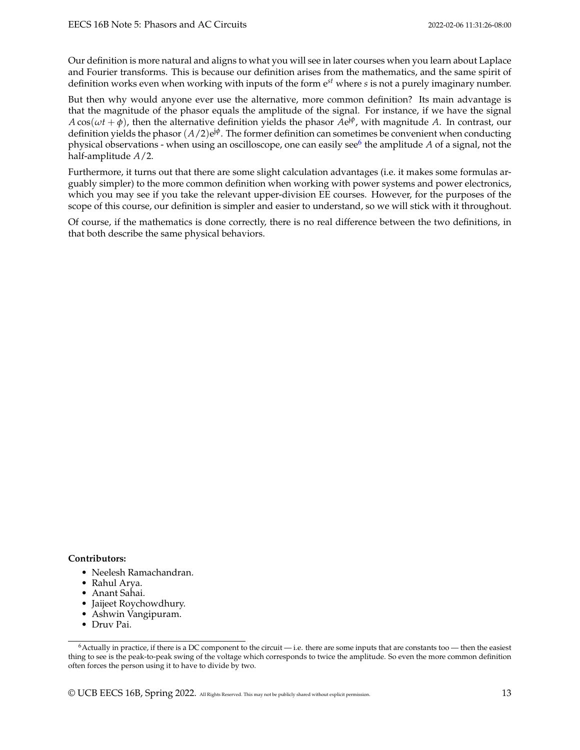Our definition is more natural and aligns to what you will see in later courses when you learn about Laplace and Fourier transforms. This is because our definition arises from the mathematics, and the same spirit of definition works even when working with inputs of the form $e^{st}$ where $s$ is not a purely imaginary number.

But then why would anyone ever use the alternative, more common definition? Its main advantage is that the magnitude of the phasor equals the amplitude of the signal. For instance, if we have the signal $A\cos(\omega t + \phi)$, then the alternative definition yields the phasor $Ae^{j\phi}$, with magnitude $A$. In contrast, our definition yields the phasor $(A/2)e^{j\phi}$. The former definition can sometimes be convenient when conducting physical observations - when using an oscilloscope, one can easily see[6] the amplitude $A$ of a signal, not the half-amplitude $A/2$.

Furthermore, it turns out that there are some slight calculation advantages (i.e. it makes some formulas arguably simpler) to the more common definition when working with power systems and power electronics, which you may see if you take the relevant upper-division EE courses. However, for the purposes of the scope of this course, our definition is simpler and easier to understand, so we will stick with it throughout.

Of course, if the mathematics is done correctly, there is no real difference between the two definitions, in that both describe the same physical behaviors.

**Contributors:**

- Neelesh Ramachandran.
- Rahul Arya.
- Anant Sahai.
- Jaijeet Roychowdhury.
- Ashwin Vangipuram.
- Druv Pai.

[6] Actually in practice, if there is a DC component to the circuit — i.e. there are some inputs that are constants too — then the easiest thing to see is the peak-to-peak swing of the voltage which corresponds to twice the amplitude. So even the more common definition often forces the person using it to have to divide by two.